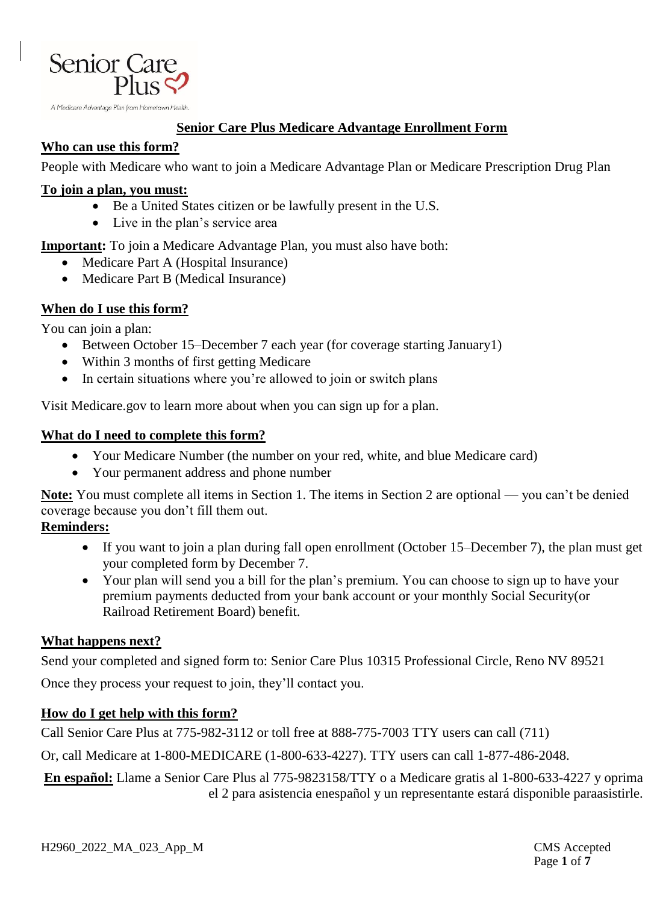Senior Care Plus

A Medicare Advantage Plan from Hometown Health.

# Senior Care Plus Medicare Advantage Enrollment Form

## Who can use this form?

People with Medicare who want to join a Medicare Advantage Plan or Medicare Prescription Drug Plan

## To join a plan, you must:

- Be a United States citizen or be lawfully present in the U.S.
- Live in the plan's service area

**Important:** To join a Medicare Advantage Plan, you must also have both:

- Medicare Part A (Hospital Insurance)
- Medicare Part B (Medical Insurance)

## When do I use this form?

You can join a plan:

- Between October 15–December 7 each year (for coverage starting January1)
- Within 3 months of first getting Medicare
- In certain situations where you're allowed to join or switch plans

Visit Medicare.gov to learn more about when you can sign up for a plan.

## What do I need to complete this form?

- Your Medicare Number (the number on your red, white, and blue Medicare card)
- Your permanent address and phone number

**Note:** You must complete all items in Section 1. The items in Section 2 are optional — you can't be denied coverage because you don't fill them out.

**Reminders:**

- If you want to join a plan during fall open enrollment (October 15–December 7), the plan must get your completed form by December 7.
- Your plan will send you a bill for the plan's premium. You can choose to sign up to have your premium payments deducted from your bank account or your monthly Social Security(or Railroad Retirement Board) benefit.

## What happens next?

Send your completed and signed form to: Senior Care Plus 10315 Professional Circle, Reno NV 89521

Once they process your request to join, they'll contact you.

## How do I get help with this form?

Call Senior Care Plus at 775-982-3112 or toll free at 888-775-7003 TTY users can call (711)

Or, call Medicare at 1-800-MEDICARE (1-800-633-4227). TTY users can call 1-877-486-2048.

**En español:** Llame a Senior Care Plus al 775-9823158/TTY o a Medicare gratis al 1-800-633-4227 y oprima el 2 para asistencia enespañol y un representante estará disponible paraasistirle.

H2960_2022_MA_023_App_M

CMS Accepted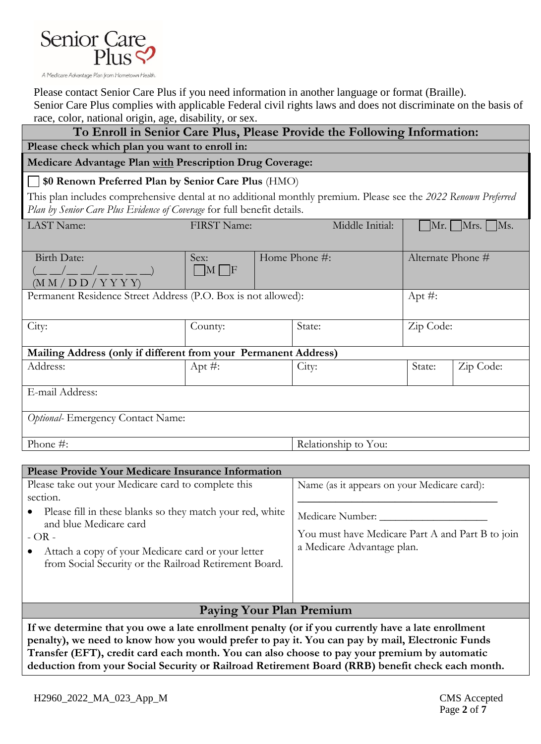Senior Care Plus

A Medicare Advantage Plan from Hometown Health.

Please contact Senior Care Plus if you need information in another language or format (Braille).
Senior Care Plus complies with applicable Federal civil rights laws and does not discriminate on the basis of race, color, national origin, age, disability, or sex.

## To Enroll in Senior Care Plus, Please Provide the Following Information:

**Please check which plan you want to enroll in:**

**Medicare Advantage Plan with Prescription Drug Coverage:**

☐ **$0 Renown Preferred Plan by Senior Care Plus** (HMO)

This plan includes comprehensive dental at no additional monthly premium. Please see the *2022 Renown Preferred Plan by Senior Care Plus Evidence of Coverage* for full benefit details.

| LAST Name: | FIRST Name: | | Middle Initial: | ☐Mr. ☐Mrs. ☐Ms. | |
|---|---|---|---|---|---|
| Birth Date: (\_ \_/\_ \_/\_ \_ \_ \_) (M M / D D / Y Y Y Y) | Sex: ☐M ☐F | Home Phone #: | | Alternate Phone # | |
| Permanent Residence Street Address (P.O. Box is not allowed): | | | | Apt #: | |
| City: | County: | State: | | Zip Code: | |
| **Mailing Address (only if different from your Permanent Address)** | | | | | |
| Address: | Apt #: | City: | | State: | Zip Code: |
| E-mail Address: | | | | | |
| *Optional-* Emergency Contact Name: | | | | | |
| Phone #: | | Relationship to You: | | | |

## Please Provide Your Medicare Insurance Information

Please take out your Medicare card to complete this section.

- Please fill in these blanks so they match your red, white and blue Medicare card

\- OR -

- Attach a copy of your Medicare card or your letter from Social Security or the Railroad Retirement Board.

Name (as it appears on your Medicare card): \_\_\_\_\_\_\_\_\_\_\_\_\_\_\_\_\_\_\_\_\_\_\_\_\_\_\_\_\_\_\_\_\_\_\_\_

Medicare Number: \_\_\_\_\_\_\_\_\_\_\_\_\_\_\_\_\_\_\_\_

You must have Medicare Part A and Part B to join a Medicare Advantage plan.

## Paying Your Plan Premium

**If we determine that you owe a late enrollment penalty (or if you currently have a late enrollment penalty), we need to know how you would prefer to pay it. You can pay by mail, Electronic Funds Transfer (EFT), credit card each month. You can also choose to pay your premium by automatic deduction from your Social Security or Railroad Retirement Board (RRB) benefit check each month.**

H2960_2022_MA_023_App_M

CMS Accepted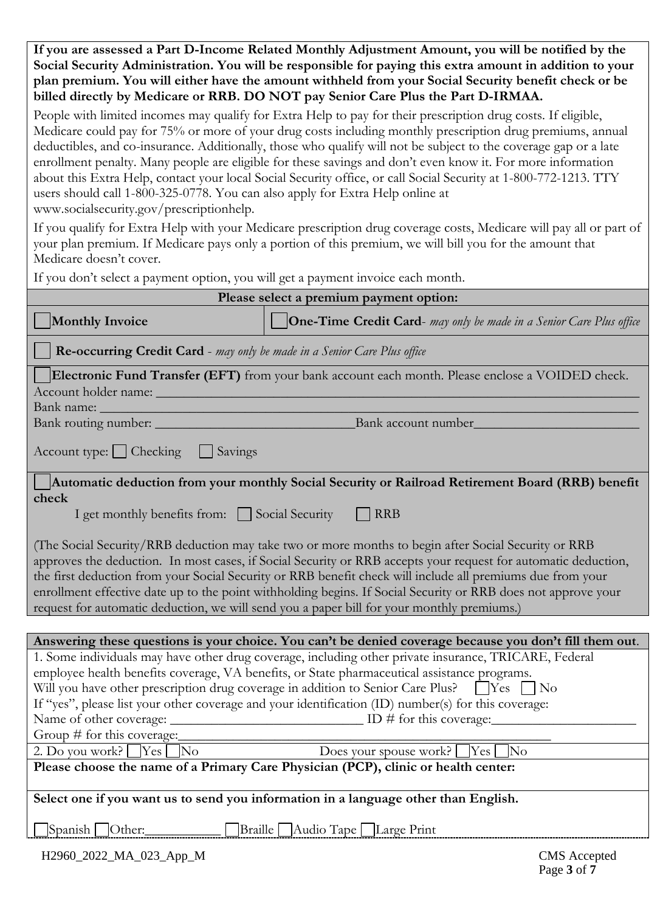**If you are assessed a Part D-Income Related Monthly Adjustment Amount, you will be notified by the Social Security Administration. You will be responsible for paying this extra amount in addition to your plan premium. You will either have the amount withheld from your Social Security benefit check or be billed directly by Medicare or RRB. DO NOT pay Senior Care Plus the Part D-IRMAA.**

People with limited incomes may qualify for Extra Help to pay for their prescription drug costs. If eligible, Medicare could pay for 75% or more of your drug costs including monthly prescription drug premiums, annual deductibles, and co-insurance. Additionally, those who qualify will not be subject to the coverage gap or a late enrollment penalty. Many people are eligible for these savings and don't even know it. For more information about this Extra Help, contact your local Social Security office, or call Social Security at 1-800-772-1213. TTY users should call 1-800-325-0778. You can also apply for Extra Help online at www.socialsecurity.gov/prescriptionhelp.

If you qualify for Extra Help with your Medicare prescription drug coverage costs, Medicare will pay all or part of your plan premium. If Medicare pays only a portion of this premium, we will bill you for the amount that Medicare doesn't cover.

If you don't select a payment option, you will get a payment invoice each month.

**Please select a premium payment option:**

☐ **Monthly Invoice**

☐ **One-Time Credit Card**- *may only be made in a Senior Care Plus office*

☐ **Re-occurring Credit Card** - *may only be made in a Senior Care Plus office*

☐ **Electronic Fund Transfer (EFT)** from your bank account each month. Please enclose a VOIDED check.

Account holder name: ______________________________

Bank name: ______________________________

Bank routing number: ______________________________ Bank account number ______________________________

Account type: ☐ Checking ☐ Savings

☐ **Automatic deduction from your monthly Social Security or Railroad Retirement Board (RRB) benefit check**

I get monthly benefits from: ☐ Social Security ☐ RRB

(The Social Security/RRB deduction may take two or more months to begin after Social Security or RRB approves the deduction. In most cases, if Social Security or RRB accepts your request for automatic deduction, the first deduction from your Social Security or RRB benefit check will include all premiums due from your enrollment effective date up to the point withholding begins. If Social Security or RRB does not approve your request for automatic deduction, we will send you a paper bill for your monthly premiums.)

**Answering these questions is your choice. You can't be denied coverage because you don't fill them out**.

1. Some individuals may have other drug coverage, including other private insurance, TRICARE, Federal employee health benefits coverage, VA benefits, or State pharmaceutical assistance programs.

Will you have other prescription drug coverage in addition to Senior Care Plus? ☐ Yes ☐ No

If "yes", please list your other coverage and your identification (ID) number(s) for this coverage:

Name of other coverage: ______________________________ ID # for this coverage: ______________________________

Group # for this coverage: ______________________________

2. Do you work? ☐ Yes ☐ No Does your spouse work? ☐ Yes ☐ No

**Please choose the name of a Primary Care Physician (PCP), clinic or health center:**

**Select one if you want us to send you information in a language other than English.**

☐ Spanish ☐ Other: ____________ ☐ Braille ☐ Audio Tape ☐ Large Print

H2960_2022_MA_023_App_M CMS Accepted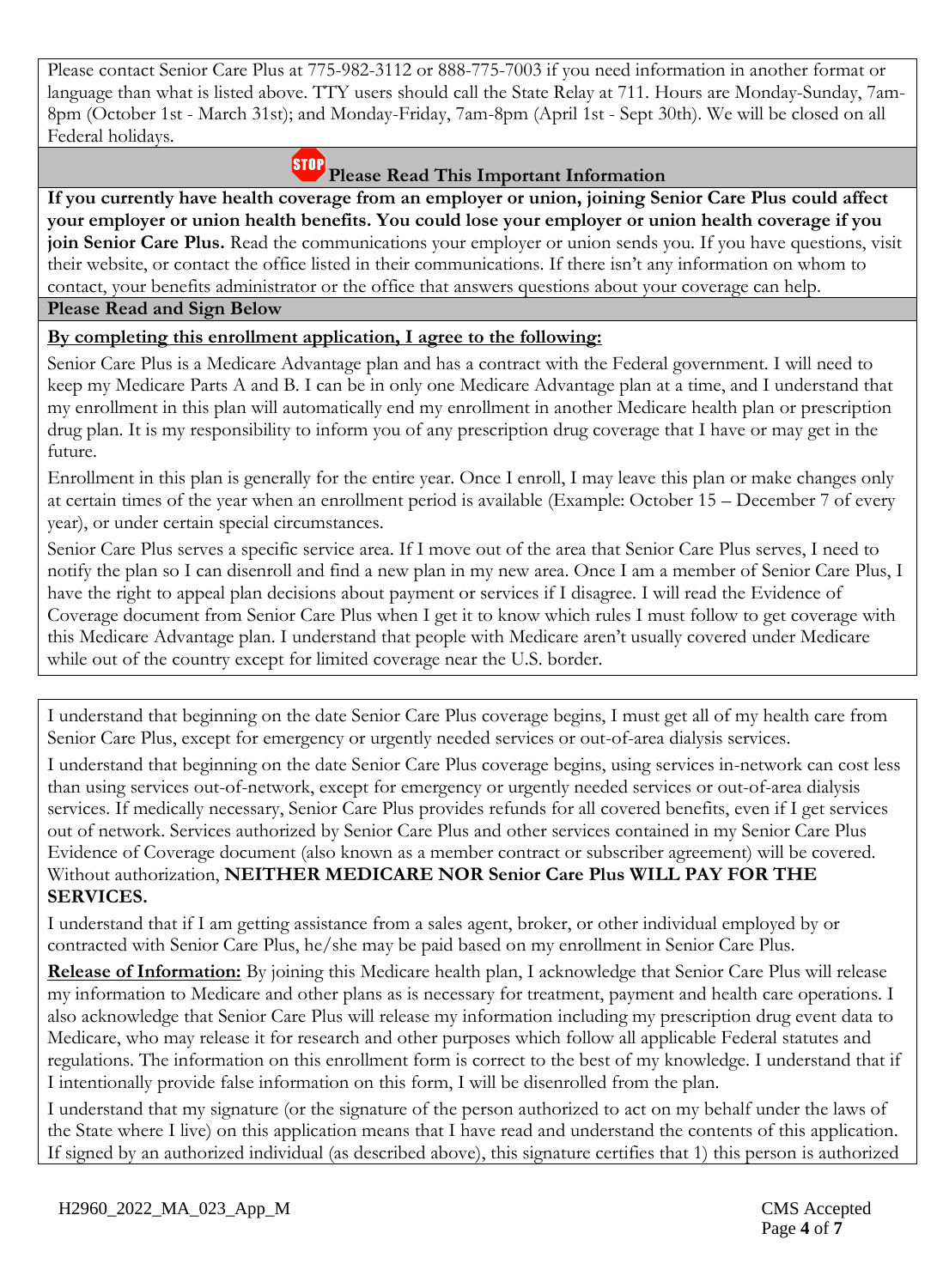Please contact Senior Care Plus at 775-982-3112 or 888-775-7003 if you need information in another format or language than what is listed above. TTY users should call the State Relay at 711. Hours are Monday-Sunday, 7am-8pm (October 1st - March 31st); and Monday-Friday, 7am-8pm (April 1st - Sept 30th). We will be closed on all Federal holidays.

## STOP Please Read This Important Information

**If you currently have health coverage from an employer or union, joining Senior Care Plus could affect your employer or union health benefits. You could lose your employer or union health coverage if you join Senior Care Plus.** Read the communications your employer or union sends you. If you have questions, visit their website, or contact the office listed in their communications. If there isn't any information on whom to contact, your benefits administrator or the office that answers questions about your coverage can help.

## Please Read and Sign Below

**By completing this enrollment application, I agree to the following:**

Senior Care Plus is a Medicare Advantage plan and has a contract with the Federal government. I will need to keep my Medicare Parts A and B. I can be in only one Medicare Advantage plan at a time, and I understand that my enrollment in this plan will automatically end my enrollment in another Medicare health plan or prescription drug plan. It is my responsibility to inform you of any prescription drug coverage that I have or may get in the future.

Enrollment in this plan is generally for the entire year. Once I enroll, I may leave this plan or make changes only at certain times of the year when an enrollment period is available (Example: October 15 – December 7 of every year), or under certain special circumstances.

Senior Care Plus serves a specific service area. If I move out of the area that Senior Care Plus serves, I need to notify the plan so I can disenroll and find a new plan in my new area. Once I am a member of Senior Care Plus, I have the right to appeal plan decisions about payment or services if I disagree. I will read the Evidence of Coverage document from Senior Care Plus when I get it to know which rules I must follow to get coverage with this Medicare Advantage plan. I understand that people with Medicare aren't usually covered under Medicare while out of the country except for limited coverage near the U.S. border.

I understand that beginning on the date Senior Care Plus coverage begins, I must get all of my health care from Senior Care Plus, except for emergency or urgently needed services or out-of-area dialysis services.

I understand that beginning on the date Senior Care Plus coverage begins, using services in-network can cost less than using services out-of-network, except for emergency or urgently needed services or out-of-area dialysis services. If medically necessary, Senior Care Plus provides refunds for all covered benefits, even if I get services out of network. Services authorized by Senior Care Plus and other services contained in my Senior Care Plus Evidence of Coverage document (also known as a member contract or subscriber agreement) will be covered. Without authorization, **NEITHER MEDICARE NOR Senior Care Plus WILL PAY FOR THE SERVICES.**

I understand that if I am getting assistance from a sales agent, broker, or other individual employed by or contracted with Senior Care Plus, he/she may be paid based on my enrollment in Senior Care Plus.

**Release of Information:** By joining this Medicare health plan, I acknowledge that Senior Care Plus will release my information to Medicare and other plans as is necessary for treatment, payment and health care operations. I also acknowledge that Senior Care Plus will release my information including my prescription drug event data to Medicare, who may release it for research and other purposes which follow all applicable Federal statutes and regulations. The information on this enrollment form is correct to the best of my knowledge. I understand that if I intentionally provide false information on this form, I will be disenrolled from the plan.

I understand that my signature (or the signature of the person authorized to act on my behalf under the laws of the State where I live) on this application means that I have read and understand the contents of this application. If signed by an authorized individual (as described above), this signature certifies that 1) this person is authorized

H2960_2022_MA_023_App_M

CMS Accepted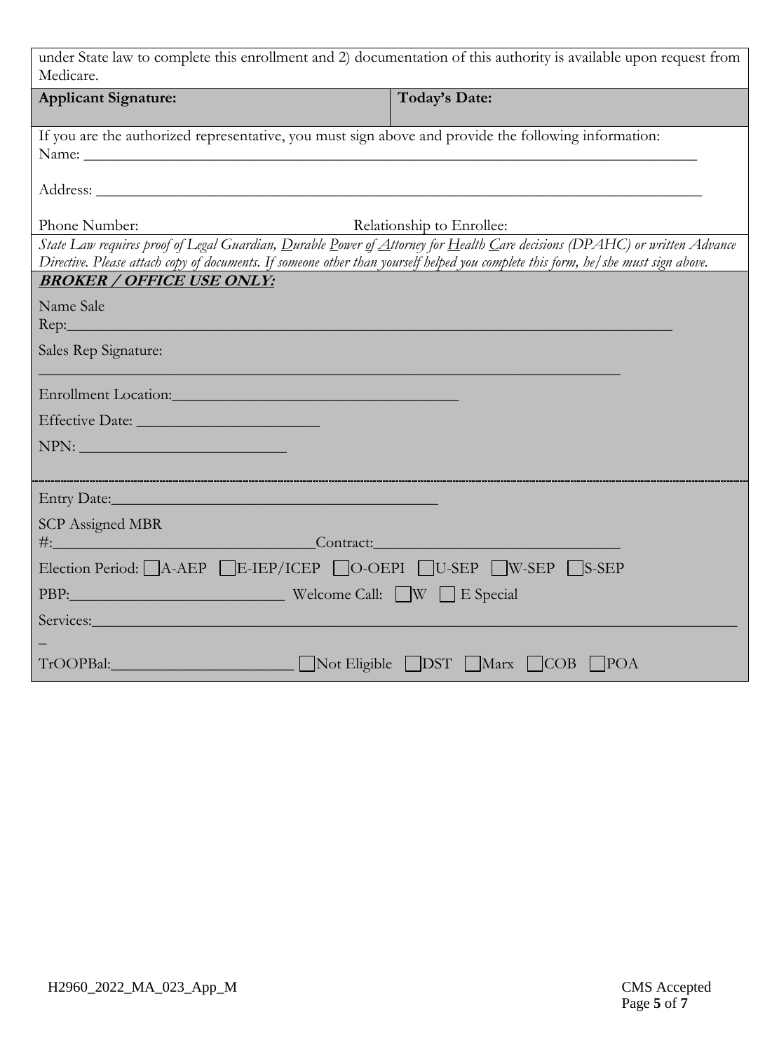under State law to complete this enrollment and 2) documentation of this authority is available upon request from Medicare.

| **Applicant Signature:** | **Today's Date:** |
| --- | --- |

If you are the authorized representative, you must sign above and provide the following information:

Name: ___________________________________________________________________________

Address: _________________________________________________________________________

Phone Number: Relationship to Enrollee:

*State Law requires proof of Legal Guardian, Durable Power of Attorney for Health Care decisions (DPAHC) or written Advance Directive. Please attach copy of documents. If someone other than yourself helped you complete this form, he/she must sign above.*

***BROKER / OFFICE USE ONLY:***

Name Sale Rep:____________________________________________________________________

Sales Rep Signature:

__________________________________________________________________________

Enrollment Location:__________________________________

Effective Date: ______________________

NPN: ________________________

Entry Date:_______________________________________

SCP Assigned MBR #:_______________________________Contract:_____________________________

Election Period: ☐ A-AEP ☐ E-IEP/ICEP ☐ O-OEPI ☐ U-SEP ☐ W-SEP ☐ S-SEP

PBP:_________________________ Welcome Call: ☐ W ☐ E Special

Services:_________________________________________________________________________
_

TrOOPBal:______________________ ☐ Not Eligible ☐ DST ☐ Marx ☐ COB ☐ POA

H2960_2022_MA_023_App_M CMS Accepted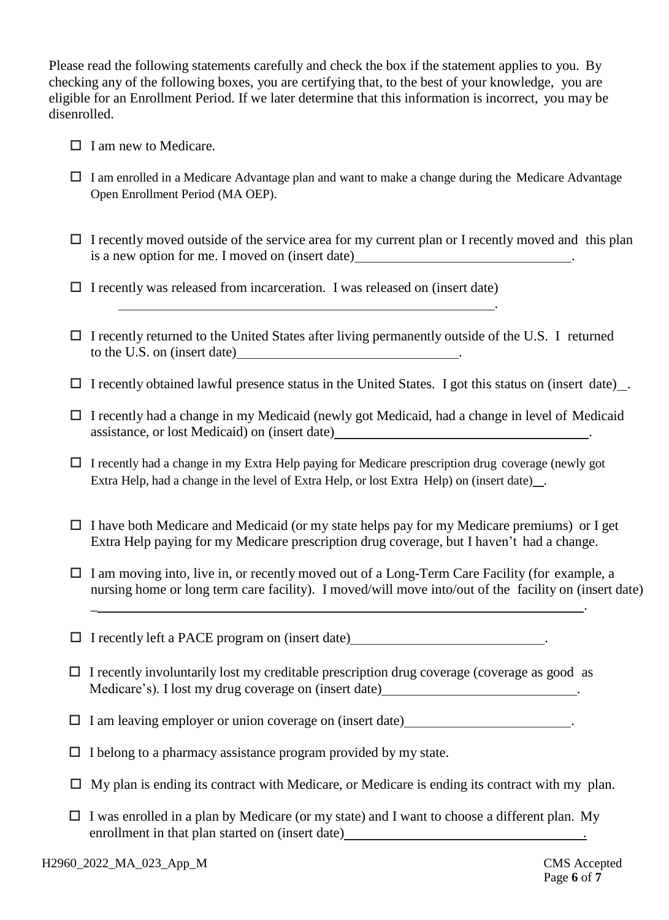Please read the following statements carefully and check the box if the statement applies to you. By checking any of the following boxes, you are certifying that, to the best of your knowledge, you are eligible for an Enrollment Period. If we later determine that this information is incorrect, you may be disenrolled.

- ☐ I am new to Medicare.
- ☐ I am enrolled in a Medicare Advantage plan and want to make a change during the Medicare Advantage Open Enrollment Period (MA OEP).
- ☐ I recently moved outside of the service area for my current plan or I recently moved and this plan is a new option for me. I moved on (insert date)________________________________.
- ☐ I recently was released from incarceration. I was released on (insert date) ________________________________________________________.
- ☐ I recently returned to the United States after living permanently outside of the U.S. I returned to the U.S. on (insert date)________________________________.
- ☐ I recently obtained lawful presence status in the United States. I got this status on (insert date)__.
- ☐ I recently had a change in my Medicaid (newly got Medicaid, had a change in level of Medicaid assistance, or lost Medicaid) on (insert date)____________________________________.
- ☐ I recently had a change in my Extra Help paying for Medicare prescription drug coverage (newly got Extra Help, had a change in the level of Extra Help, or lost Extra Help) on (insert date)__.
- ☐ I have both Medicare and Medicaid (or my state helps pay for my Medicare premiums) or I get Extra Help paying for my Medicare prescription drug coverage, but I haven't had a change.
- ☐ I am moving into, live in, or recently moved out of a Long-Term Care Facility (for example, a nursing home or long term care facility). I moved/will move into/out of the facility on (insert date) ___________________________________________________________________________.
- ☐ I recently left a PACE program on (insert date)____________________________.
- ☐ I recently involuntarily lost my creditable prescription drug coverage (coverage as good as Medicare's). I lost my drug coverage on (insert date)____________________________.
- ☐ I am leaving employer or union coverage on (insert date)________________________.
- ☐ I belong to a pharmacy assistance program provided by my state.
- ☐ My plan is ending its contract with Medicare, or Medicare is ending its contract with my plan.
- ☐ I was enrolled in a plan by Medicare (or my state) and I want to choose a different plan. My enrollment in that plan started on (insert date)____________________________________.

H2960_2022_MA_023_App_M CMS Accepted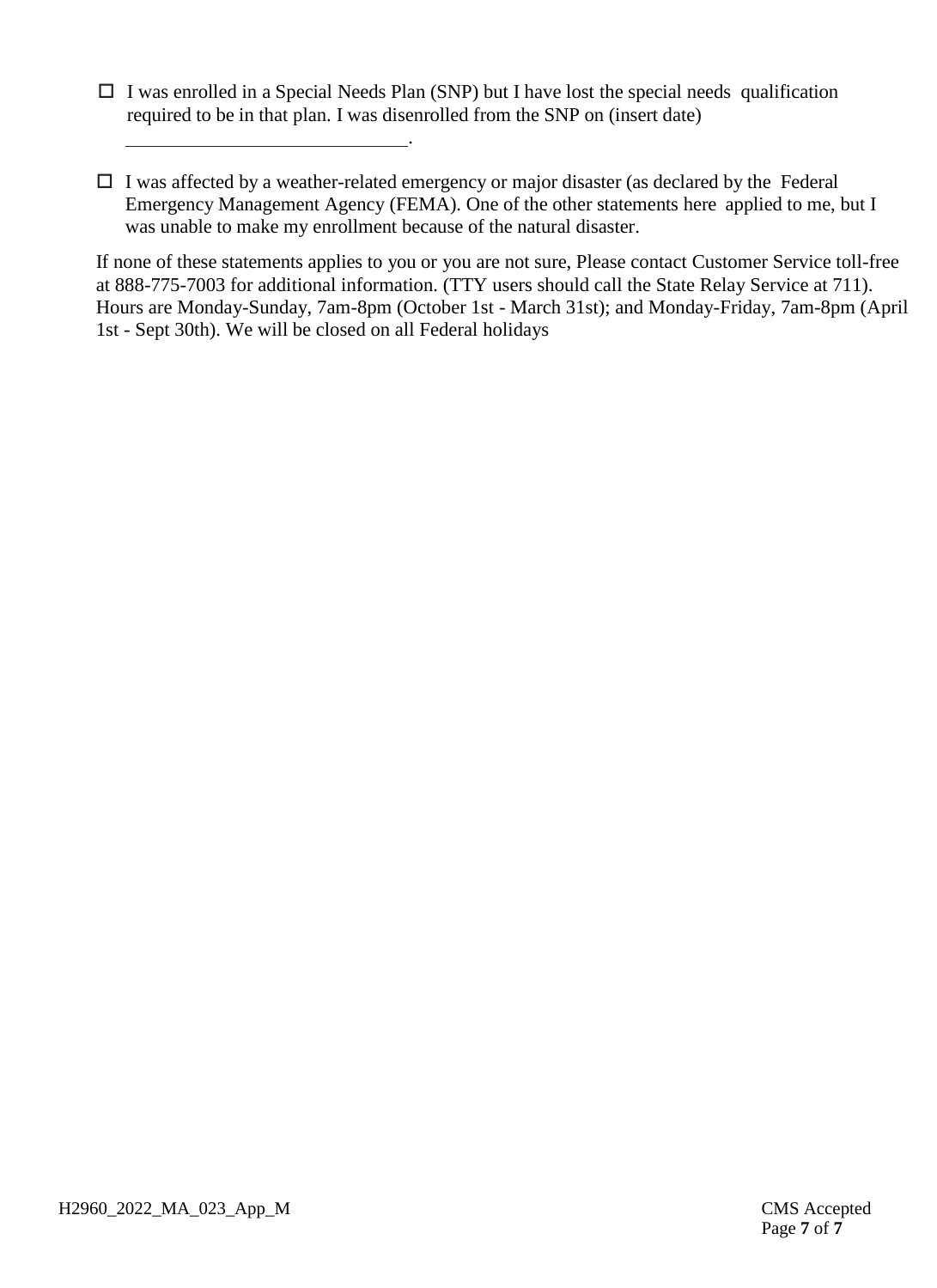- ☐ I was enrolled in a Special Needs Plan (SNP) but I have lost the special needs qualification required to be in that plan. I was disenrolled from the SNP on (insert date) \_\_\_\_\_\_\_\_\_\_\_\_\_\_\_\_\_\_\_\_\_\_\_\_\_\_\_\_.

- ☐ I was affected by a weather-related emergency or major disaster (as declared by the Federal Emergency Management Agency (FEMA). One of the other statements here applied to me, but I was unable to make my enrollment because of the natural disaster.

If none of these statements applies to you or you are not sure, Please contact Customer Service toll-free at 888-775-7003 for additional information. (TTY users should call the State Relay Service at 711). Hours are Monday-Sunday, 7am-8pm (October 1st - March 31st); and Monday-Friday, 7am-8pm (April 1st - Sept 30th). We will be closed on all Federal holidays

H2960_2022_MA_023_App_M

CMS Accepted